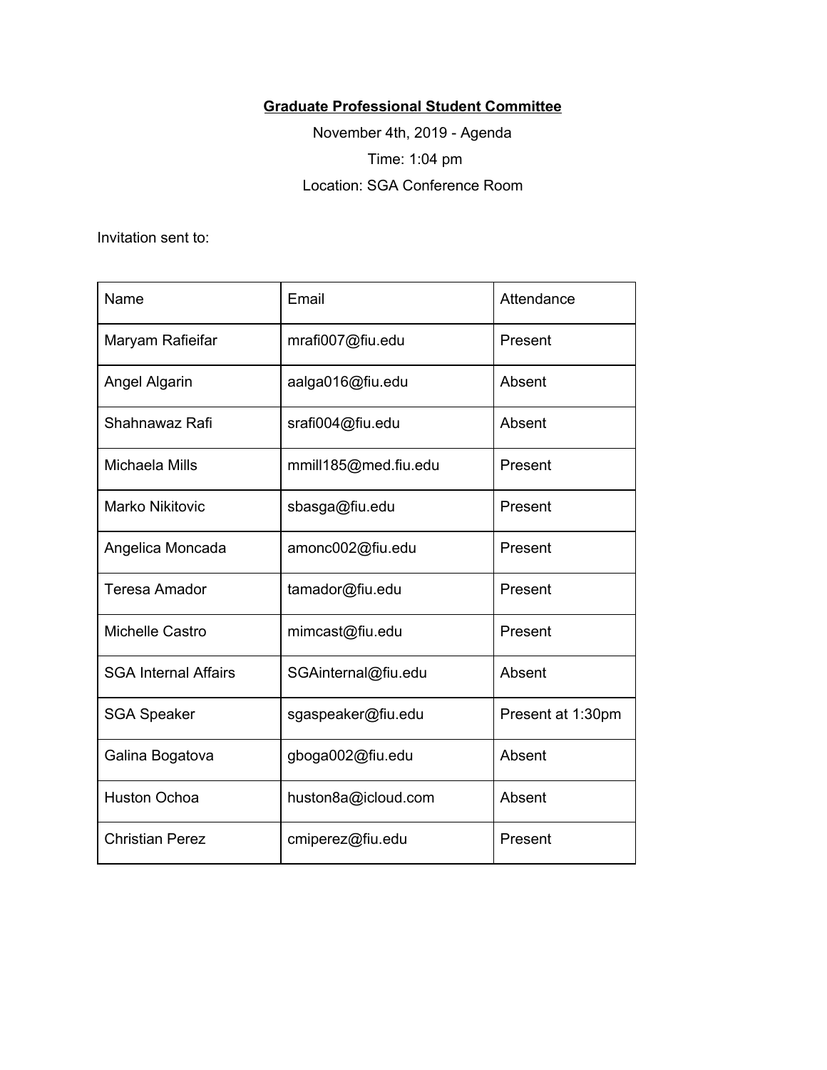**Graduate Professional Student Committee**

November 4th, 2019 - Agenda

Time: 1:04 pm

Location: SGA Conference Room

Invitation sent to:

| Name | Email | Attendance |
| --- | --- | --- |
| Maryam Rafieifar | mrafi007@fiu.edu | Present |
| Angel Algarin | aalga016@fiu.edu | Absent |
| Shahnawaz Rafi | srafi004@fiu.edu | Absent |
| Michaela Mills | mmill185@med.fiu.edu | Present |
| Marko Nikitovic | sbasga@fiu.edu | Present |
| Angelica Moncada | amonc002@fiu.edu | Present |
| Teresa Amador | tamador@fiu.edu | Present |
| Michelle Castro | mimcast@fiu.edu | Present |
| SGA Internal Affairs | SGAinternal@fiu.edu | Absent |
| SGA Speaker | sgaspeaker@fiu.edu | Present at 1:30pm |
| Galina Bogatova | gboga002@fiu.edu | Absent |
| Huston Ochoa | huston8a@icloud.com | Absent |
| Christian Perez | cmiperez@fiu.edu | Present |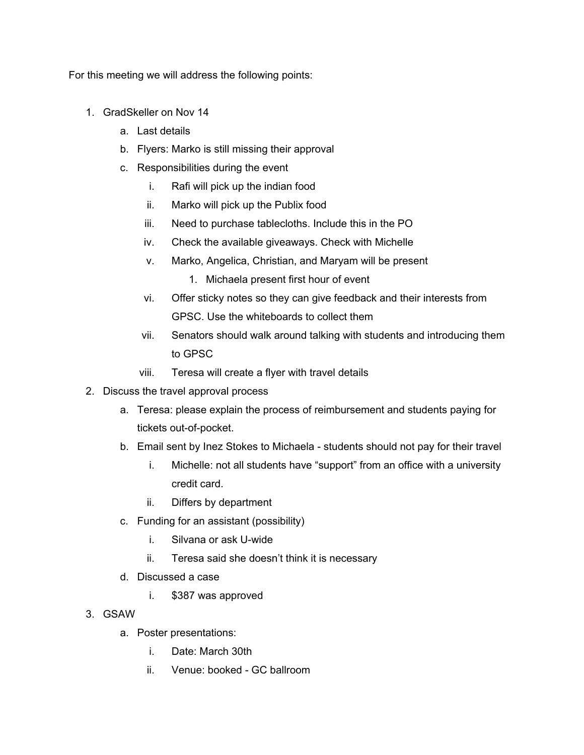For this meeting we will address the following points:

1. GradSkeller on Nov 14
    a. Last details
    b. Flyers: Marko is still missing their approval
    c. Responsibilities during the event
        i. Rafi will pick up the indian food
        ii. Marko will pick up the Publix food
        iii. Need to purchase tablecloths. Include this in the PO
        iv. Check the available giveaways. Check with Michelle
        v. Marko, Angelica, Christian, and Maryam will be present
            1. Michaela present first hour of event
        vi. Offer sticky notes so they can give feedback and their interests from GPSC. Use the whiteboards to collect them
        vii. Senators should walk around talking with students and introducing them to GPSC
        viii. Teresa will create a flyer with travel details
2. Discuss the travel approval process
    a. Teresa: please explain the process of reimbursement and students paying for tickets out-of-pocket.
    b. Email sent by Inez Stokes to Michaela - students should not pay for their travel
        i. Michelle: not all students have "support" from an office with a university credit card.
        ii. Differs by department
    c. Funding for an assistant (possibility)
        i. Silvana or ask U-wide
        ii. Teresa said she doesn't think it is necessary
    d. Discussed a case
        i. $387 was approved
3. GSAW
    a. Poster presentations:
        i. Date: March 30th
        ii. Venue: booked - GC ballroom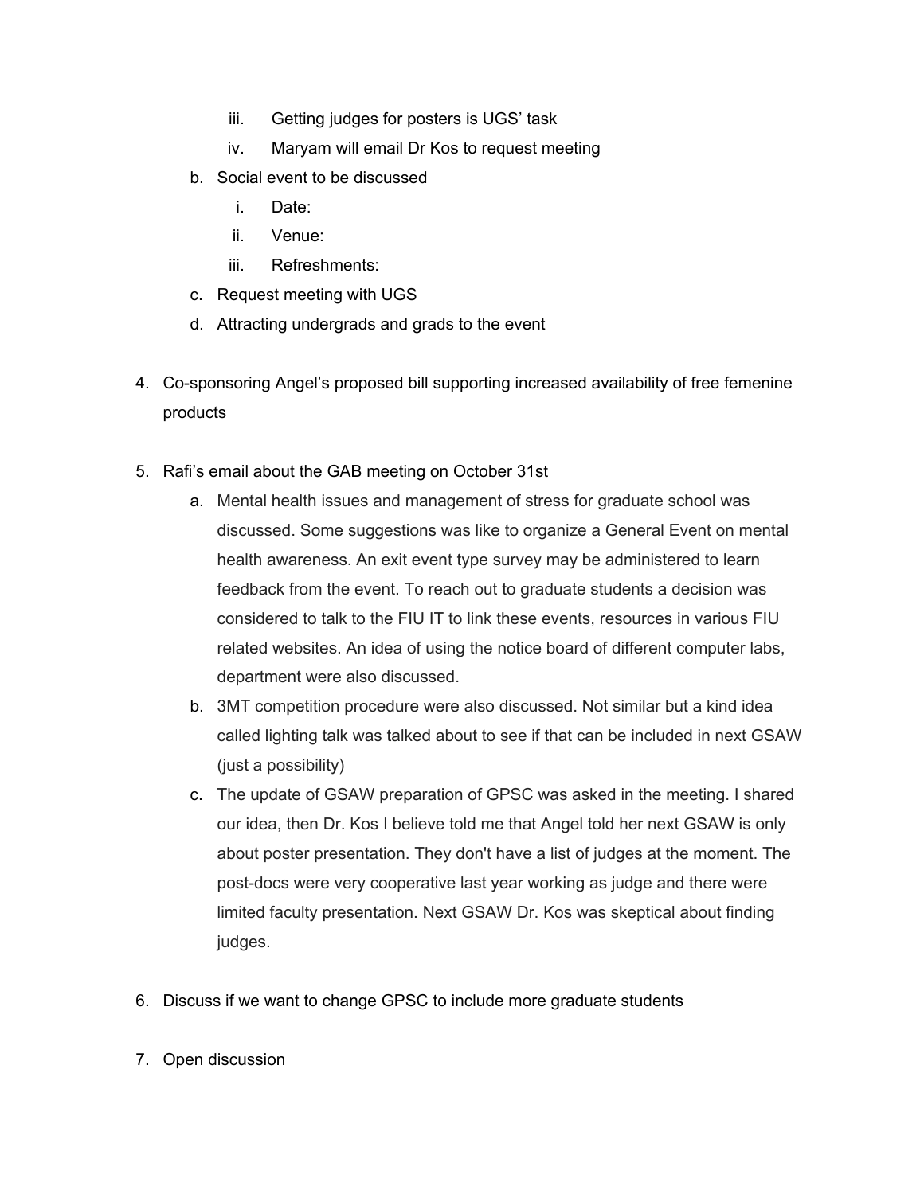iii. Getting judges for posters is UGS' task
   iv. Maryam will email Dr Kos to request meeting

b. Social event to be discussed
   i. Date:
   ii. Venue:
   iii. Refreshments:
c. Request meeting with UGS
d. Attracting undergrads and grads to the event

4. Co-sponsoring Angel's proposed bill supporting increased availability of free femenine products

5. Rafi's email about the GAB meeting on October 31st
   a. Mental health issues and management of stress for graduate school was discussed. Some suggestions was like to organize a General Event on mental health awareness. An exit event type survey may be administered to learn feedback from the event. To reach out to graduate students a decision was considered to talk to the FIU IT to link these events, resources in various FIU related websites. An idea of using the notice board of different computer labs, department were also discussed.
   b. 3MT competition procedure were also discussed. Not similar but a kind idea called lighting talk was talked about to see if that can be included in next GSAW (just a possibility)
   c. The update of GSAW preparation of GPSC was asked in the meeting. I shared our idea, then Dr. Kos I believe told me that Angel told her next GSAW is only about poster presentation. They don't have a list of judges at the moment. The post-docs were very cooperative last year working as judge and there were limited faculty presentation. Next GSAW Dr. Kos was skeptical about finding judges.

6. Discuss if we want to change GPSC to include more graduate students

7. Open discussion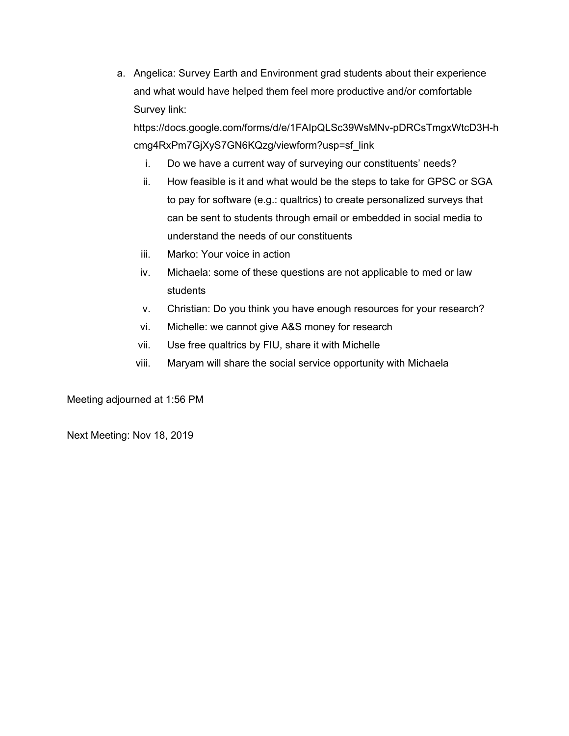a. Angelica: Survey Earth and Environment grad students about their experience and what would have helped them feel more productive and/or comfortable Survey link: https://docs.google.com/forms/d/e/1FAIpQLSc39WsMNv-pDRCsTmgxWtcD3H-hcmg4RxPm7GjXyS7GN6KQzg/viewform?usp=sf_link
    i. Do we have a current way of surveying our constituents' needs?
    ii. How feasible is it and what would be the steps to take for GPSC or SGA to pay for software (e.g.: qualtrics) to create personalized surveys that can be sent to students through email or embedded in social media to understand the needs of our constituents
    iii. Marko: Your voice in action
    iv. Michaela: some of these questions are not applicable to med or law students
    v. Christian: Do you think you have enough resources for your research?
    vi. Michelle: we cannot give A&S money for research
    vii. Use free qualtrics by FIU, share it with Michelle
    viii. Maryam will share the social service opportunity with Michaela

Meeting adjourned at 1:56 PM

Next Meeting: Nov 18, 2019